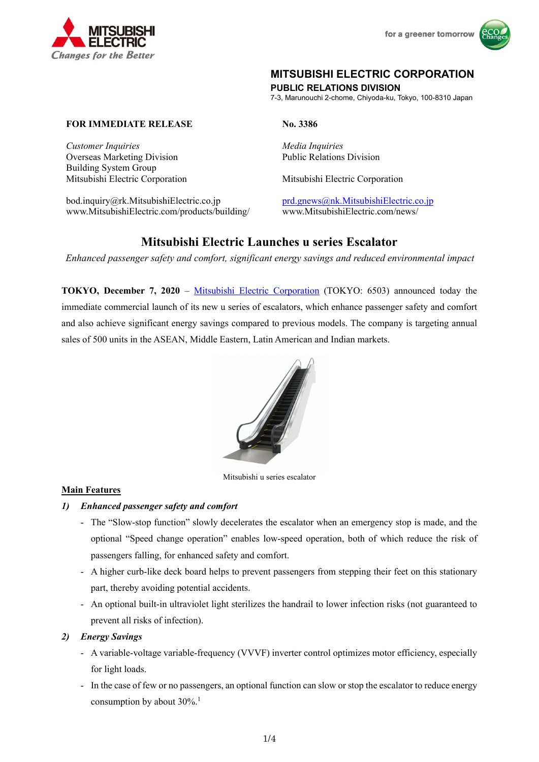MITSUBISHI ELECTRIC
*Changes for the Better*

for a greener tomorrow

**MITSUBISHI ELECTRIC CORPORATION**
**PUBLIC RELATIONS DIVISION**
7-3, Marunouchi 2-chome, Chiyoda-ku, Tokyo, 100-8310 Japan

**FOR IMMEDIATE RELEASE**

**No. 3386**

*Customer Inquiries*
Overseas Marketing Division
Building System Group
Mitsubishi Electric Corporation

bod.inquiry@rk.MitsubishiElectric.co.jp
www.MitsubishiElectric.com/products/building/

*Media Inquiries*
Public Relations Division

Mitsubishi Electric Corporation

prd.gnews@nk.MitsubishiElectric.co.jp
www.MitsubishiElectric.com/news/

# Mitsubishi Electric Launches u series Escalator

*Enhanced passenger safety and comfort, significant energy savings and reduced environmental impact*

**TOKYO, December 7, 2020** – Mitsubishi Electric Corporation (TOKYO: 6503) announced today the immediate commercial launch of its new u series of escalators, which enhance passenger safety and comfort and also achieve significant energy savings compared to previous models. The company is targeting annual sales of 500 units in the ASEAN, Middle Eastern, Latin American and Indian markets.

Mitsubishi u series escalator

## Main Features

***1) Enhanced passenger safety and comfort***

- The "Slow-stop function" slowly decelerates the escalator when an emergency stop is made, and the optional "Speed change operation" enables low-speed operation, both of which reduce the risk of passengers falling, for enhanced safety and comfort.
- A higher curb-like deck board helps to prevent passengers from stepping their feet on this stationary part, thereby avoiding potential accidents.
- An optional built-in ultraviolet light sterilizes the handrail to lower infection risks (not guaranteed to prevent all risks of infection).

***2) Energy Savings***

- A variable-voltage variable-frequency (VVVF) inverter control optimizes motor efficiency, especially for light loads.
- In the case of few or no passengers, an optional function can slow or stop the escalator to reduce energy consumption by about 30%.[1]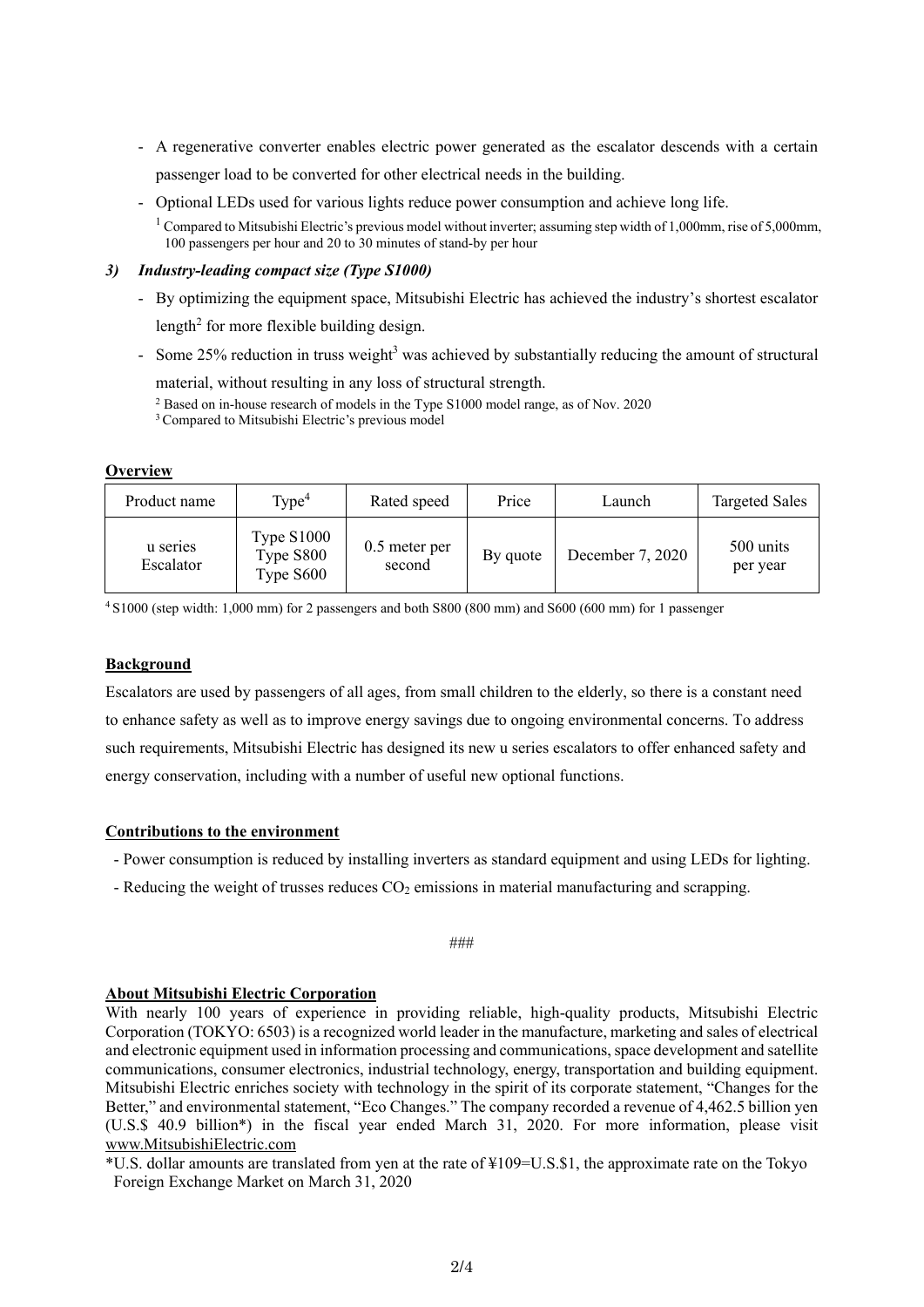- A regenerative converter enables electric power generated as the escalator descends with a certain passenger load to be converted for other electrical needs in the building.
- Optional LEDs used for various lights reduce power consumption and achieve long life.

[1] Compared to Mitsubishi Electric's previous model without inverter; assuming step width of 1,000mm, rise of 5,000mm, 100 passengers per hour and 20 to 30 minutes of stand-by per hour

### 3) *Industry-leading compact size (Type S1000)*

- By optimizing the equipment space, Mitsubishi Electric has achieved the industry's shortest escalator length[2] for more flexible building design.
- Some 25% reduction in truss weight[3] was achieved by substantially reducing the amount of structural material, without resulting in any loss of structural strength.

[2] Based on in-house research of models in the Type S1000 model range, as of Nov. 2020
[3] Compared to Mitsubishi Electric's previous model

## Overview

| Product name | Type[4] | Rated speed | Price | Launch | Targeted Sales |
|---|---|---|---|---|---|
| u series Escalator | Type S1000 Type S800 Type S600 | 0.5 meter per second | By quote | December 7, 2020 | 500 units per year |

[4] S1000 (step width: 1,000 mm) for 2 passengers and both S800 (800 mm) and S600 (600 mm) for 1 passenger

## Background

Escalators are used by passengers of all ages, from small children to the elderly, so there is a constant need to enhance safety as well as to improve energy savings due to ongoing environmental concerns. To address such requirements, Mitsubishi Electric has designed its new u series escalators to offer enhanced safety and energy conservation, including with a number of useful new optional functions.

## Contributions to the environment

- Power consumption is reduced by installing inverters as standard equipment and using LEDs for lighting.
- Reducing the weight of trusses reduces $CO_2$ emissions in material manufacturing and scrapping.

###

## About Mitsubishi Electric Corporation

With nearly 100 years of experience in providing reliable, high-quality products, Mitsubishi Electric Corporation (TOKYO: 6503) is a recognized world leader in the manufacture, marketing and sales of electrical and electronic equipment used in information processing and communications, space development and satellite communications, consumer electronics, industrial technology, energy, transportation and building equipment. Mitsubishi Electric enriches society with technology in the spirit of its corporate statement, "Changes for the Better," and environmental statement, "Eco Changes." The company recorded a revenue of 4,462.5 billion yen (U.S.$ 40.9 billion*) in the fiscal year ended March 31, 2020. For more information, please visit www.MitsubishiElectric.com

*U.S. dollar amounts are translated from yen at the rate of ¥109=U.S.$1, the approximate rate on the Tokyo Foreign Exchange Market on March 31, 2020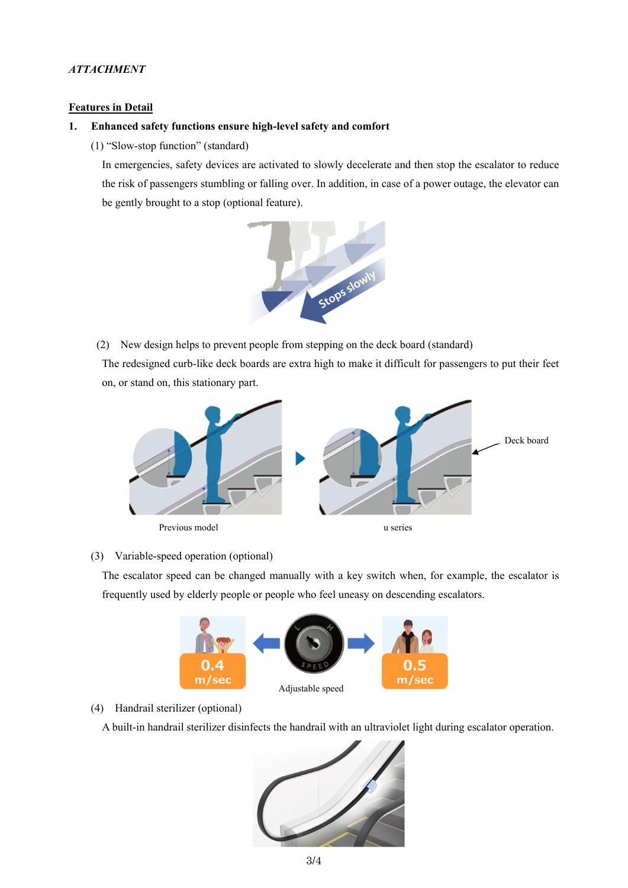*ATTACHMENT*

## Features in Detail

### 1. Enhanced safety functions ensure high-level safety and comfort

(1) "Slow-stop function" (standard)

In emergencies, safety devices are activated to slowly decelerate and then stop the escalator to reduce the risk of passengers stumbling or falling over. In addition, in case of a power outage, the elevator can be gently brought to a stop (optional feature).

(2) New design helps to prevent people from stepping on the deck board (standard)

The redesigned curb-like deck boards are extra high to make it difficult for passengers to put their feet on, or stand on, this stationary part.

Deck board

Previous model u series

(3) Variable-speed operation (optional)

The escalator speed can be changed manually with a key switch when, for example, the escalator is frequently used by elderly people or people who feel uneasy on descending escalators.

0.4 m/sec Adjustable speed 0.5 m/sec

(4) Handrail sterilizer (optional)

A built-in handrail sterilizer disinfects the handrail with an ultraviolet light during escalator operation.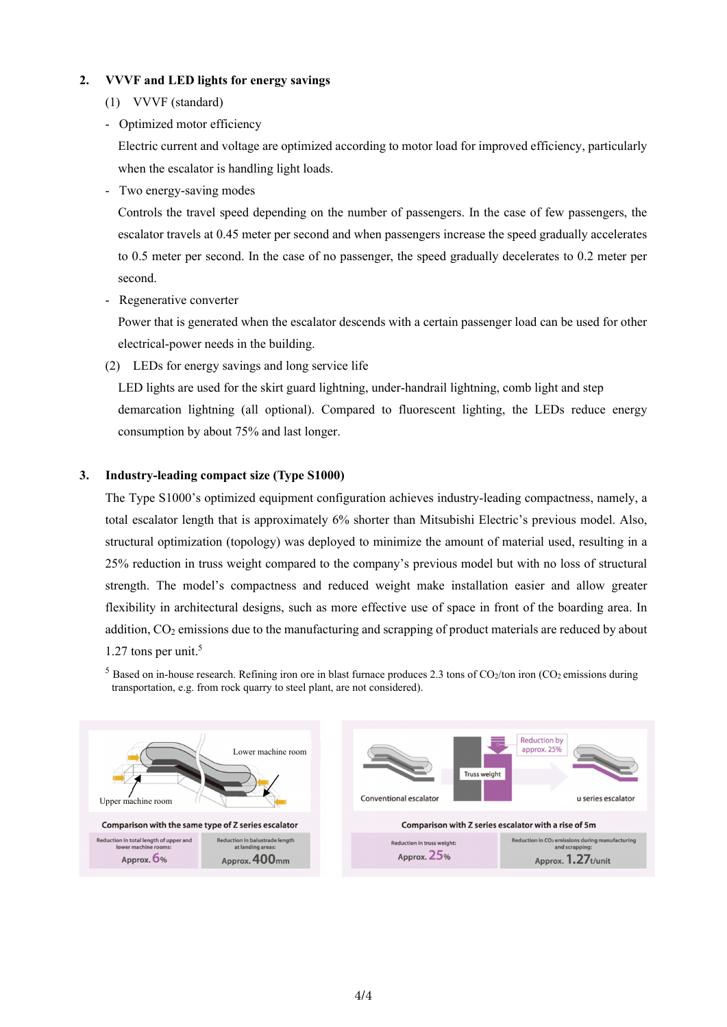## 2. VVVF and LED lights for energy savings

(1) VVVF (standard)

- Optimized motor efficiency

  Electric current and voltage are optimized according to motor load for improved efficiency, particularly when the escalator is handling light loads.

- Two energy-saving modes

  Controls the travel speed depending on the number of passengers. In the case of few passengers, the escalator travels at 0.45 meter per second and when passengers increase the speed gradually accelerates to 0.5 meter per second. In the case of no passenger, the speed gradually decelerates to 0.2 meter per second.

- Regenerative converter

  Power that is generated when the escalator descends with a certain passenger load can be used for other electrical-power needs in the building.

(2) LEDs for energy savings and long service life

LED lights are used for the skirt guard lightning, under-handrail lightning, comb light and step demarcation lightning (all optional). Compared to fluorescent lighting, the LEDs reduce energy consumption by about 75% and last longer.

## 3. Industry-leading compact size (Type S1000)

The Type S1000's optimized equipment configuration achieves industry-leading compactness, namely, a total escalator length that is approximately 6% shorter than Mitsubishi Electric's previous model. Also, structural optimization (topology) was deployed to minimize the amount of material used, resulting in a 25% reduction in truss weight compared to the company's previous model but with no loss of structural strength. The model's compactness and reduced weight make installation easier and allow greater flexibility in architectural designs, such as more effective use of space in front of the boarding area. In addition, $CO_2$ emissions due to the manufacturing and scrapping of product materials are reduced by about 1.27 tons per unit.[5]

[5] Based on in-house research. Refining iron ore in blast furnace produces 2.3 tons of $CO_2$/ton iron ($CO_2$ emissions during transportation, e.g. from rock quarry to steel plant, are not considered).

Lower machine room

Upper machine room

Comparison with the same type of Z series escalator

Reduction in total length of upper and lower machine rooms: Approx. 6%

Reduction in balustrade length at landing areas: Approx. 400mm

Conventional escalator

Truss weight

Reduction by approx. 25%

u series escalator

Comparison with Z series escalator with a rise of 5m

Reduction in truss weight: Approx. 25%

Reduction in $CO_2$ emissions during manufacturing and scrapping: Approx. 1.27t/unit